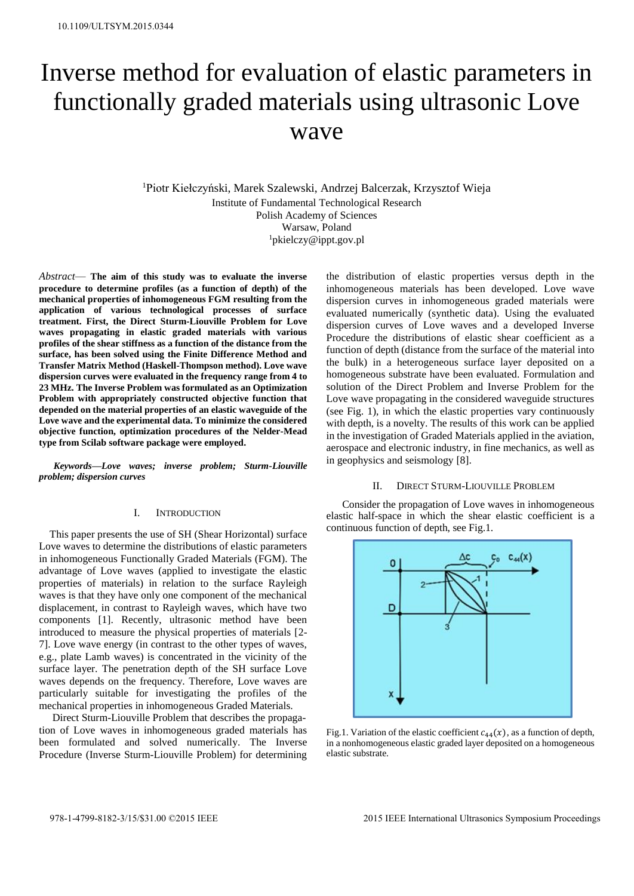10.1109/ULTSYM.2015.0344

# Inverse method for evaluation of elastic parameters in functionally graded materials using ultrasonic Love wave

[1]Piotr Kiełczyński, Marek Szalewski, Andrzej Balcerzak, Krzysztof Wieja
Institute of Fundamental Technological Research
Polish Academy of Sciences
Warsaw, Poland
[1]pkielczy@ippt.gov.pl

*Abstract*— **The aim of this study was to evaluate the inverse procedure to determine profiles (as a function of depth) of the mechanical properties of inhomogeneous FGM resulting from the application of various technological processes of surface treatment. First, the Direct Sturm-Liouville Problem for Love waves propagating in elastic graded materials with various profiles of the shear stiffness as a function of the distance from the surface, has been solved using the Finite Difference Method and Transfer Matrix Method (Haskell-Thompson method). Love wave dispersion curves were evaluated in the frequency range from 4 to 23 MHz. The Inverse Problem was formulated as an Optimization Problem with appropriately constructed objective function that depended on the material properties of an elastic waveguide of the Love wave and the experimental data. To minimize the considered objective function, optimization procedures of the Nelder-Mead type from Scilab software package were employed.**

***Keywords—Love waves; inverse problem; Sturm-Liouville problem; dispersion curves***

## I. Introduction

This paper presents the use of SH (Shear Horizontal) surface Love waves to determine the distributions of elastic parameters in inhomogeneous Functionally Graded Materials (FGM). The advantage of Love waves (applied to investigate the elastic properties of materials) in relation to the surface Rayleigh waves is that they have only one component of the mechanical displacement, in contrast to Rayleigh waves, which have two components [1]. Recently, ultrasonic method have been introduced to measure the physical properties of materials [2-7]. Love wave energy (in contrast to the other types of waves, e.g., plate Lamb waves) is concentrated in the vicinity of the surface layer. The penetration depth of the SH surface Love waves depends on the frequency. Therefore, Love waves are particularly suitable for investigating the profiles of the mechanical properties in inhomogeneous Graded Materials.

Direct Sturm-Liouville Problem that describes the propagation of Love waves in inhomogeneous graded materials has been formulated and solved numerically. The Inverse Procedure (Inverse Sturm-Liouville Problem) for determining the distribution of elastic properties versus depth in the inhomogeneous materials has been developed. Love wave dispersion curves in inhomogeneous graded materials were evaluated numerically (synthetic data). Using the evaluated dispersion curves of Love waves and a developed Inverse Procedure the distributions of elastic shear coefficient as a function of depth (distance from the surface of the material into the bulk) in a heterogeneous surface layer deposited on a homogeneous substrate have been evaluated. Formulation and solution of the Direct Problem and Inverse Problem for the Love wave propagating in the considered waveguide structures (see Fig. 1), in which the elastic properties vary continuously with depth, is a novelty. The results of this work can be applied in the investigation of Graded Materials applied in the aviation, aerospace and electronic industry, in fine mechanics, as well as in geophysics and seismology [8].

## II. Direct Sturm-Liouville Problem

Consider the propagation of Love waves in inhomogeneous elastic half-space in which the shear elastic coefficient is a continuous function of depth, see Fig.1.

0
Δc
$c_0$
$c_{44}(x)$
1
2
3
D
x

Fig.1. Variation of the elastic coefficient $c_{44}(x)$, as a function of depth, in a nonhomogeneous elastic graded layer deposited on a homogeneous elastic substrate.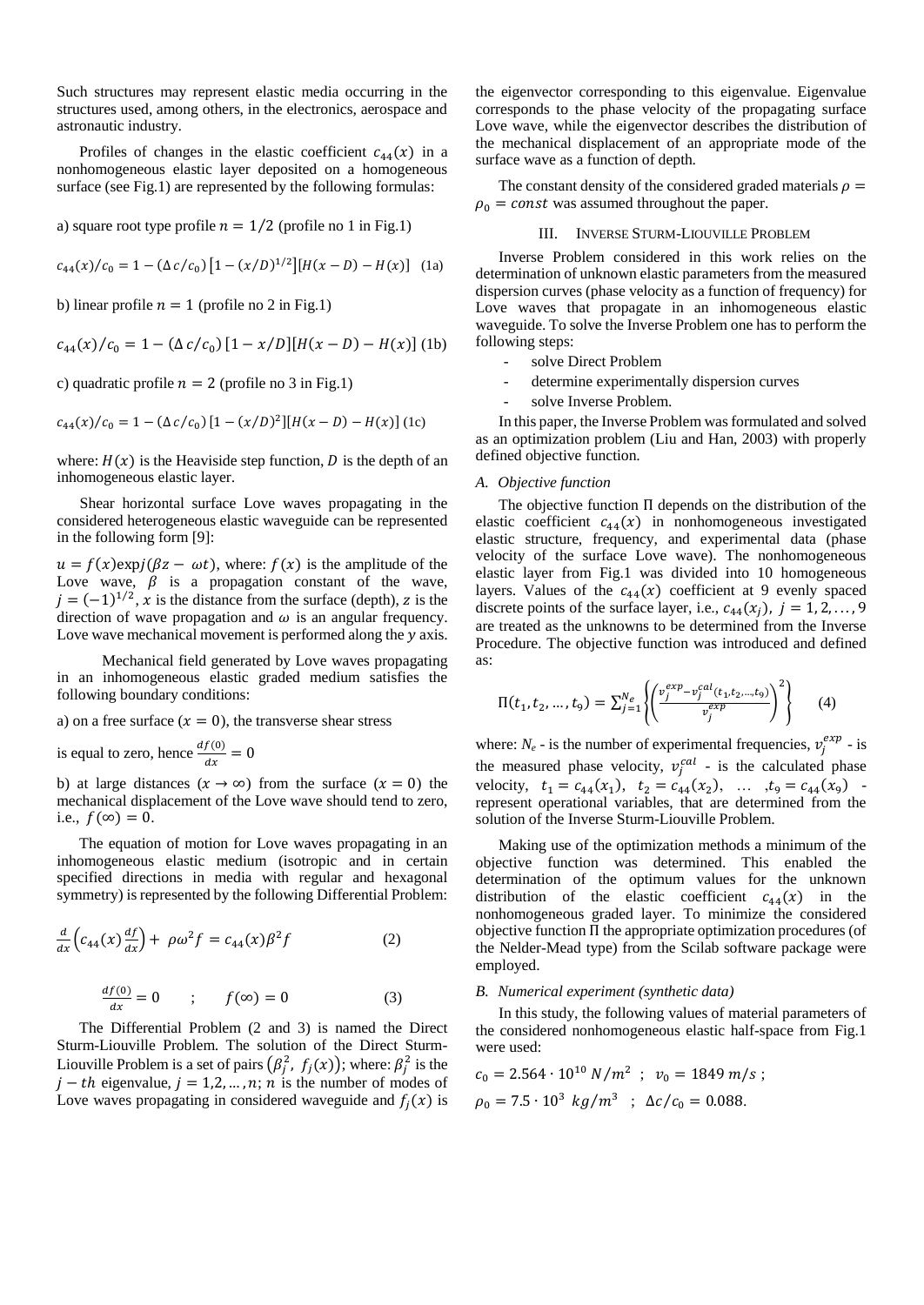Such structures may represent elastic media occurring in the structures used, among others, in the electronics, aerospace and astronautic industry.

Profiles of changes in the elastic coefficient $c_{44}(x)$ in a nonhomogeneous elastic layer deposited on a homogeneous surface (see Fig.1) are represented by the following formulas:

a) square root type profile $n = 1/2$ (profile no 1 in Fig.1)

$$c_{44}(x)/c_0 = 1 - (\Delta c/c_0)\left[1 - (x/D)^{1/2}\right][H(x-D) - H(x)] \quad (1a)$$

b) linear profile $n = 1$ (profile no 2 in Fig.1)

$$c_{44}(x)/c_0 = 1 - (\Delta c/c_0)\,[1 - x/D][H(x-D) - H(x)] \quad (1b)$$

c) quadratic profile $n = 2$ (profile no 3 in Fig.1)

$$c_{44}(x)/c_0 = 1 - (\Delta c/c_0)\,[1 - (x/D)^2][H(x-D) - H(x)] \quad (1c)$$

where: $H(x)$ is the Heaviside step function, $D$ is the depth of an inhomogeneous elastic layer.

Shear horizontal surface Love waves propagating in the considered heterogeneous elastic waveguide can be represented in the following form [9]:

$u = f(x)\exp j(\beta z - \omega t)$, where: $f(x)$ is the amplitude of the Love wave, $\beta$ is a propagation constant of the wave, $j = (-1)^{1/2}$, $x$ is the distance from the surface (depth), $z$ is the direction of wave propagation and $\omega$ is an angular frequency. Love wave mechanical movement is performed along the $y$ axis.

Mechanical field generated by Love waves propagating in an inhomogeneous elastic graded medium satisfies the following boundary conditions:

a) on a free surface ($x = 0$), the transverse shear stress is equal to zero, hence $\frac{df(0)}{dx} = 0$

b) at large distances ($x \to \infty$) from the surface ($x = 0$) the mechanical displacement of the Love wave should tend to zero, i.e., $f(\infty) = 0$.

The equation of motion for Love waves propagating in an inhomogeneous elastic medium (isotropic and in certain specified directions in media with regular and hexagonal symmetry) is represented by the following Differential Problem:

$$\frac{d}{dx}\left(c_{44}(x)\frac{df}{dx}\right) + \rho\omega^2 f = c_{44}(x)\beta^2 f \quad (2)$$

$$\frac{df(0)}{dx} = 0 \quad ; \quad f(\infty) = 0 \quad (3)$$

The Differential Problem (2 and 3) is named the Direct Sturm-Liouville Problem. The solution of the Direct Sturm-Liouville Problem is a set of pairs $\left(\beta_j^2,\ f_j(x)\right)$; where: $\beta_j^2$ is the $j-th$ eigenvalue, $j = 1,2,\ldots,n$; $n$ is the number of modes of Love waves propagating in considered waveguide and $f_j(x)$ is the eigenvector corresponding to this eigenvalue. Eigenvalue corresponds to the phase velocity of the propagating surface Love wave, while the eigenvector describes the distribution of the mechanical displacement of an appropriate mode of the surface wave as a function of depth.

The constant density of the considered graded materials $\rho = \rho_0 = const$ was assumed throughout the paper.

## III. Inverse Sturm-Liouville Problem

Inverse Problem considered in this work relies on the determination of unknown elastic parameters from the measured dispersion curves (phase velocity as a function of frequency) for Love waves that propagate in an inhomogeneous elastic waveguide. To solve the Inverse Problem one has to perform the following steps:

- solve Direct Problem
- determine experimentally dispersion curves
- solve Inverse Problem.

In this paper, the Inverse Problem was formulated and solved as an optimization problem (Liu and Han, 2003) with properly defined objective function.

### *A. Objective function*

The objective function $\Pi$ depends on the distribution of the elastic coefficient $c_{44}(x)$ in nonhomogeneous investigated elastic structure, frequency, and experimental data (phase velocity of the surface Love wave). The nonhomogeneous elastic layer from Fig.1 was divided into 10 homogeneous layers. Values of the $c_{44}(x)$ coefficient at 9 evenly spaced discrete points of the surface layer, i.e., $c_{44}(x_j),\ j = 1, 2, \ldots, 9$ are treated as the unknowns to be determined from the Inverse Procedure. The objective function was introduced and defined as:

$$\Pi(t_1, t_2, \ldots, t_9) = \sum_{j=1}^{N_e}\left\{\left(\frac{v_j^{exp} - v_j^{cal}(t_1, t_2, \ldots, t_9)}{v_j^{exp}}\right)^2\right\} \quad (4)$$

where: $N_e$ - is the number of experimental frequencies, $v_j^{exp}$ - is the measured phase velocity, $v_j^{cal}$ - is the calculated phase velocity, $t_1 = c_{44}(x_1),\ t_2 = c_{44}(x_2),\ \ldots\ , t_9 = c_{44}(x_9)$ - represent operational variables, that are determined from the solution of the Inverse Sturm-Liouville Problem.

Making use of the optimization methods a minimum of the objective function was determined. This enabled the determination of the optimum values for the unknown distribution of the elastic coefficient $c_{44}(x)$ in the nonhomogeneous graded layer. To minimize the considered objective function $\Pi$ the appropriate optimization procedures (of the Nelder-Mead type) from the Scilab software package were employed.

### *B. Numerical experiment (synthetic data)*

In this study, the following values of material parameters of the considered nonhomogeneous elastic half-space from Fig.1 were used:

$c_0 = 2.564 \cdot 10^{10}\ N/m^2$ ; $v_0 = 1849\ m/s$ ;

$\rho_0 = 7.5 \cdot 10^3\ kg/m^3$ ; $\Delta c/c_0 = 0.088$.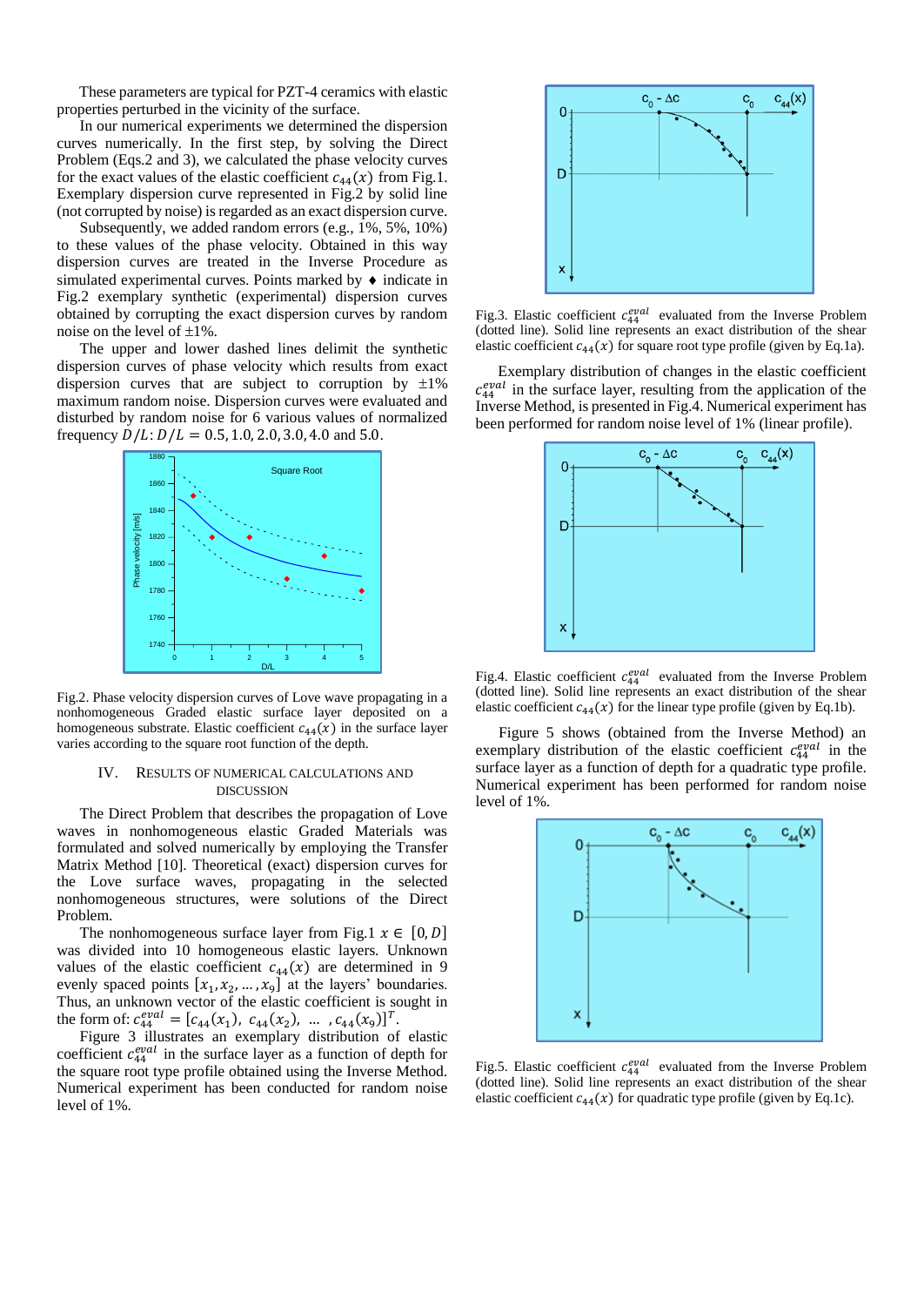These parameters are typical for PZT-4 ceramics with elastic properties perturbed in the vicinity of the surface.

In our numerical experiments we determined the dispersion curves numerically. In the first step, by solving the Direct Problem (Eqs.2 and 3), we calculated the phase velocity curves for the exact values of the elastic coefficient $c_{44}(x)$ from Fig.1. Exemplary dispersion curve represented in Fig.2 by solid line (not corrupted by noise) is regarded as an exact dispersion curve.

Subsequently, we added random errors (e.g., 1%, 5%, 10%) to these values of the phase velocity. Obtained in this way dispersion curves are treated in the Inverse Procedure as simulated experimental curves. Points marked by ♦ indicate in Fig.2 exemplary synthetic (experimental) dispersion curves obtained by corrupting the exact dispersion curves by random noise on the level of ±1%.

The upper and lower dashed lines delimit the synthetic dispersion curves of phase velocity which results from exact dispersion curves that are subject to corruption by ±1% maximum random noise. Dispersion curves were evaluated and disturbed by random noise for 6 various values of normalized frequency $D/L$: $D/L = 0.5, 1.0, 2.0, 3.0, 4.0$ and $5.0$.

Fig.2. Phase velocity dispersion curves of Love wave propagating in a nonhomogeneous Graded elastic surface layer deposited on a homogeneous substrate. Elastic coefficient $c_{44}(x)$ in the surface layer varies according to the square root function of the depth.

## IV. Results of Numerical Calculations and Discussion

The Direct Problem that describes the propagation of Love waves in nonhomogeneous elastic Graded Materials was formulated and solved numerically by employing the Transfer Matrix Method [10]. Theoretical (exact) dispersion curves for the Love surface waves, propagating in the selected nonhomogeneous structures, were solutions of the Direct Problem.

The nonhomogeneous surface layer from Fig.1 $x \in [0, D]$ was divided into 10 homogeneous elastic layers. Unknown values of the elastic coefficient $c_{44}(x)$ are determined in 9 evenly spaced points $[x_1, x_2, \dots, x_9]$ at the layers' boundaries. Thus, an unknown vector of the elastic coefficient is sought in the form of: $c_{44}^{eval} = [c_{44}(x_1),\ c_{44}(x_2),\ \dots\ , c_{44}(x_9)]^T$.

Figure 3 illustrates an exemplary distribution of elastic coefficient $c_{44}^{eval}$ in the surface layer as a function of depth for the square root type profile obtained using the Inverse Method. Numerical experiment has been conducted for random noise level of 1%.

Fig.3. Elastic coefficient $c_{44}^{eval}$ evaluated from the Inverse Problem (dotted line). Solid line represents an exact distribution of the shear elastic coefficient $c_{44}(x)$ for square root type profile (given by Eq.1a).

Exemplary distribution of changes in the elastic coefficient $c_{44}^{eval}$ in the surface layer, resulting from the application of the Inverse Method, is presented in Fig.4. Numerical experiment has been performed for random noise level of 1% (linear profile).

Fig.4. Elastic coefficient $c_{44}^{eval}$ evaluated from the Inverse Problem (dotted line). Solid line represents an exact distribution of the shear elastic coefficient $c_{44}(x)$ for the linear type profile (given by Eq.1b).

Figure 5 shows (obtained from the Inverse Method) an exemplary distribution of the elastic coefficient $c_{44}^{eval}$ in the surface layer as a function of depth for a quadratic type profile. Numerical experiment has been performed for random noise level of 1%.

Fig.5. Elastic coefficient $c_{44}^{eval}$ evaluated from the Inverse Problem (dotted line). Solid line represents an exact distribution of the shear elastic coefficient $c_{44}(x)$ for quadratic type profile (given by Eq.1c).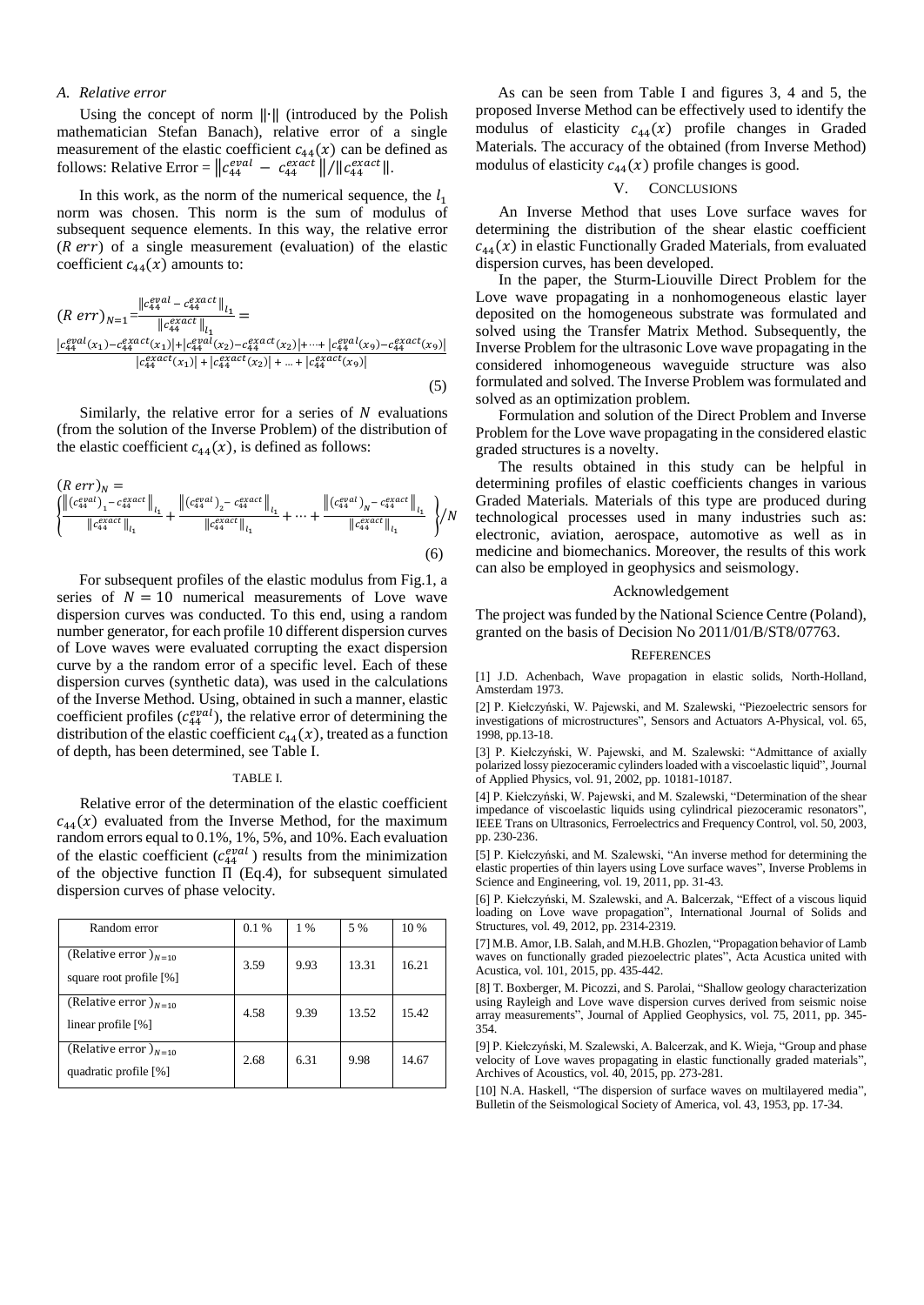### A. Relative error

Using the concept of norm ‖·‖ (introduced by the Polish mathematician Stefan Banach), relative error of a single measurement of the elastic coefficient $c_{44}(x)$ can be defined as follows: Relative Error = $\|c_{44}^{eval} - c_{44}^{exact}\| / \|c_{44}^{exact}\|$.

In this work, as the norm of the numerical sequence, the $l_1$ norm was chosen. This norm is the sum of modulus of subsequent sequence elements. In this way, the relative error ($R\ err$) of a single measurement (evaluation) of the elastic coefficient $c_{44}(x)$ amounts to:

$$(R\ err)_{N=1} = \frac{\|c_{44}^{eval} - c_{44}^{exact}\|_{l_1}}{\|c_{44}^{exact}\|_{l_1}} = \frac{|c_{44}^{eval}(x_1) - c_{44}^{exact}(x_1)| + |c_{44}^{eval}(x_2) - c_{44}^{exact}(x_2)| + \cdots + |c_{44}^{eval}(x_9) - c_{44}^{exact}(x_9)|}{|c_{44}^{exact}(x_1)| + |c_{44}^{exact}(x_2)| + \ldots + |c_{44}^{exact}(x_9)|} \tag{5}$$

Similarly, the relative error for a series of $N$ evaluations (from the solution of the Inverse Problem) of the distribution of the elastic coefficient $c_{44}(x)$, is defined as follows:

$$(R\ err)_N = \left\{ \frac{\|(c_{44}^{eval})_1 - c_{44}^{exact}\|_{l_1}}{\|c_{44}^{exact}\|_{l_1}} + \frac{\|(c_{44}^{eval})_2 - c_{44}^{exact}\|_{l_1}}{\|c_{44}^{exact}\|_{l_1}} + \cdots + \frac{\|(c_{44}^{eval})_N - c_{44}^{exact}\|_{l_1}}{\|c_{44}^{exact}\|_{l_1}} \right\} / N \tag{6}$$

For subsequent profiles of the elastic modulus from Fig.1, a series of $N = 10$ numerical measurements of Love wave dispersion curves was conducted. To this end, using a random number generator, for each profile 10 different dispersion curves of Love waves were evaluated corrupting the exact dispersion curve by a the random error of a specific level. Each of these dispersion curves (synthetic data), was used in the calculations of the Inverse Method. Using, obtained in such a manner, elastic coefficient profiles ($c_{44}^{eval}$), the relative error of determining the distribution of the elastic coefficient $c_{44}(x)$, treated as a function of depth, has been determined, see Table I.

TABLE I.

Relative error of the determination of the elastic coefficient $c_{44}(x)$ evaluated from the Inverse Method, for the maximum random errors equal to 0.1%, 1%, 5%, and 10%. Each evaluation of the elastic coefficient ($c_{44}^{eval}$) results from the minimization of the objective function Π (Eq.4), for subsequent simulated dispersion curves of phase velocity.

| Random error | 0.1 % | 1 % | 5 % | 10 % |
|---|---|---|---|---|
| (Relative error $)_{N=10}$ square root profile [%] | 3.59 | 9.93 | 13.31 | 16.21 |
| (Relative error $)_{N=10}$ linear profile [%] | 4.58 | 9.39 | 13.52 | 15.42 |
| (Relative error $)_{N=10}$ quadratic profile [%] | 2.68 | 6.31 | 9.98 | 14.67 |

As can be seen from Table I and figures 3, 4 and 5, the proposed Inverse Method can be effectively used to identify the modulus of elasticity $c_{44}(x)$ profile changes in Graded Materials. The accuracy of the obtained (from Inverse Method) modulus of elasticity $c_{44}(x)$ profile changes is good.

## V. Conclusions

An Inverse Method that uses Love surface waves for determining the distribution of the shear elastic coefficient $c_{44}(x)$ in elastic Functionally Graded Materials, from evaluated dispersion curves, has been developed.

In the paper, the Sturm-Liouville Direct Problem for the Love wave propagating in a nonhomogeneous elastic layer deposited on the homogeneous substrate was formulated and solved using the Transfer Matrix Method. Subsequently, the Inverse Problem for the ultrasonic Love wave propagating in the considered inhomogeneous waveguide structure was also formulated and solved. The Inverse Problem was formulated and solved as an optimization problem.

Formulation and solution of the Direct Problem and Inverse Problem for the Love wave propagating in the considered elastic graded structures is a novelty.

The results obtained in this study can be helpful in determining profiles of elastic coefficients changes in various Graded Materials. Materials of this type are produced during technological processes used in many industries such as: electronic, aviation, aerospace, automotive as well as in medicine and biomechanics. Moreover, the results of this work can also be employed in geophysics and seismology.

## Acknowledgement

The project was funded by the National Science Centre (Poland), granted on the basis of Decision No 2011/01/B/ST8/07763.

## References

[1] J.D. Achenbach, Wave propagation in elastic solids, North-Holland, Amsterdam 1973.

[2] P. Kiełczyński, W. Pajewski, and M. Szalewski, "Piezoelectric sensors for investigations of microstructures", Sensors and Actuators A-Physical, vol. 65, 1998, pp.13-18.

[3] P. Kiełczyński, W. Pajewski, and M. Szalewski: "Admittance of axially polarized lossy piezoceramic cylinders loaded with a viscoelastic liquid", Journal of Applied Physics, vol. 91, 2002, pp. 10181-10187.

[4] P. Kiełczyński, W. Pajewski, and M. Szalewski, "Determination of the shear impedance of viscoelastic liquids using cylindrical piezoceramic resonators", IEEE Trans on Ultrasonics, Ferroelectrics and Frequency Control, vol. 50, 2003, pp. 230-236.

[5] P. Kiełczyński, and M. Szalewski, "An inverse method for determining the elastic properties of thin layers using Love surface waves", Inverse Problems in Science and Engineering, vol. 19, 2011, pp. 31-43.

[6] P. Kiełczyński, M. Szalewski, and A. Balcerzak, "Effect of a viscous liquid loading on Love wave propagation", International Journal of Solids and Structures, vol. 49, 2012, pp. 2314-2319.

[7] M.B. Amor, I.B. Salah, and M.H.B. Ghozlen, "Propagation behavior of Lamb waves on functionally graded piezoelectric plates", Acta Acustica united with Acustica, vol. 101, 2015, pp. 435-442.

[8] T. Boxberger, M. Picozzi, and S. Parolai, "Shallow geology characterization using Rayleigh and Love wave dispersion curves derived from seismic noise array measurements", Journal of Applied Geophysics, vol. 75, 2011, pp. 345-354.

[9] P. Kiełczyński, M. Szalewski, A. Balcerzak, and K. Wieja, "Group and phase velocity of Love waves propagating in elastic functionally graded materials", Archives of Acoustics, vol. 40, 2015, pp. 273-281.

[10] N.A. Haskell, "The dispersion of surface waves on multilayered media", Bulletin of the Seismological Society of America, vol. 43, 1953, pp. 17-34.